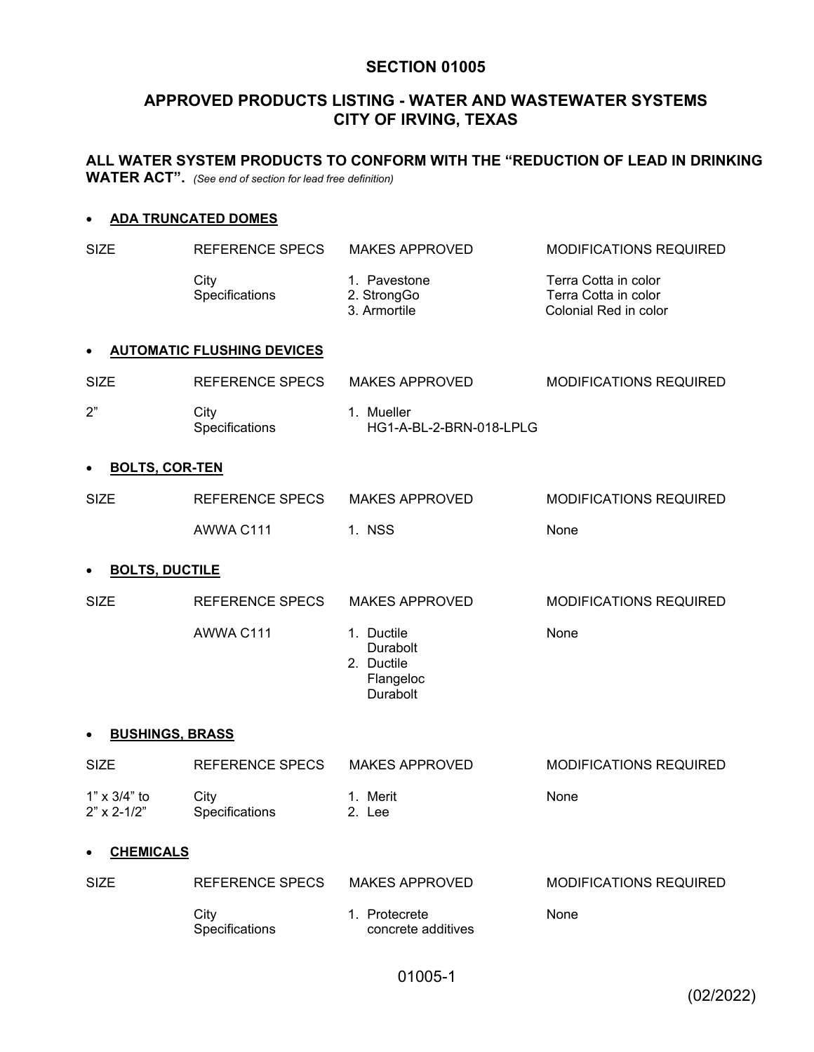# SECTION 01005

## APPROVED PRODUCTS LISTING - WATER AND WASTEWATER SYSTEMS CITY OF IRVING, TEXAS

**ALL WATER SYSTEM PRODUCTS TO CONFORM WITH THE "REDUCTION OF LEAD IN DRINKING WATER ACT".** *(See end of section for lead free definition)*

- **ADA TRUNCATED DOMES**

| SIZE | REFERENCE SPECS | MAKES APPROVED | MODIFICATIONS REQUIRED |
|---|---|---|---|
| | City Specifications | 1. Pavestone<br>2. StrongGo<br>3. Armortile | Terra Cotta in color<br>Terra Cotta in color<br>Colonial Red in color |

- **AUTOMATIC FLUSHING DEVICES**

| SIZE | REFERENCE SPECS | MAKES APPROVED | MODIFICATIONS REQUIRED |
|---|---|---|---|
| 2" | City Specifications | 1. Mueller HG1-A-BL-2-BRN-018-LPLG | |

- **BOLTS, COR-TEN**

| SIZE | REFERENCE SPECS | MAKES APPROVED | MODIFICATIONS REQUIRED |
|---|---|---|---|
| | AWWA C111 | 1. NSS | None |

- **BOLTS, DUCTILE**

| SIZE | REFERENCE SPECS | MAKES APPROVED | MODIFICATIONS REQUIRED |
|---|---|---|---|
| | AWWA C111 | 1. Ductile Durabolt<br>2. Ductile Flangeloc Durabolt | None |

- **BUSHINGS, BRASS**

| SIZE | REFERENCE SPECS | MAKES APPROVED | MODIFICATIONS REQUIRED |
|---|---|---|---|
| 1" x 3/4" to 2" x 2-1/2" | City Specifications | 1. Merit<br>2. Lee | None |

- **CHEMICALS**

| SIZE | REFERENCE SPECS | MAKES APPROVED | MODIFICATIONS REQUIRED |
|---|---|---|---|
| | City Specifications | 1. Protecrete concrete additives | None |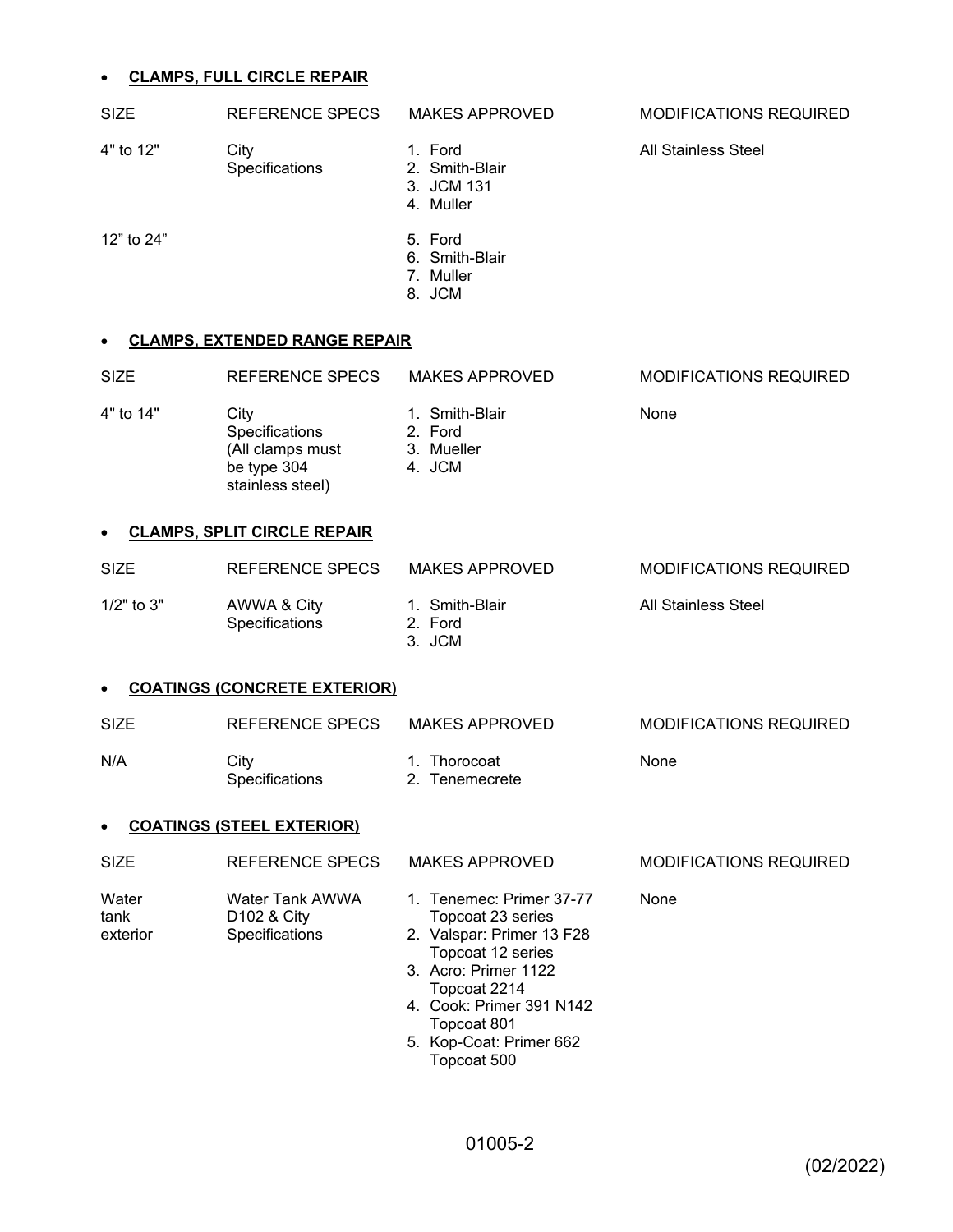- **CLAMPS, FULL CIRCLE REPAIR**

| SIZE | REFERENCE SPECS | MAKES APPROVED | MODIFICATIONS REQUIRED |
|---|---|---|---|
| 4" to 12" | City Specifications | 1. Ford<br>2. Smith-Blair<br>3. JCM 131<br>4. Muller | All Stainless Steel |
| 12" to 24" | | 5. Ford<br>6. Smith-Blair<br>7. Muller<br>8. JCM | |

- **CLAMPS, EXTENDED RANGE REPAIR**

| SIZE | REFERENCE SPECS | MAKES APPROVED | MODIFICATIONS REQUIRED |
|---|---|---|---|
| 4" to 14" | City Specifications (All clamps must be type 304 stainless steel) | 1. Smith-Blair<br>2. Ford<br>3. Mueller<br>4. JCM | None |

- **CLAMPS, SPLIT CIRCLE REPAIR**

| SIZE | REFERENCE SPECS | MAKES APPROVED | MODIFICATIONS REQUIRED |
|---|---|---|---|
| 1/2" to 3" | AWWA & City Specifications | 1. Smith-Blair<br>2. Ford<br>3. JCM | All Stainless Steel |

- **COATINGS (CONCRETE EXTERIOR)**

| SIZE | REFERENCE SPECS | MAKES APPROVED | MODIFICATIONS REQUIRED |
|---|---|---|---|
| N/A | City Specifications | 1. Thorocoat<br>2. Tenemecrete | None |

- **COATINGS (STEEL EXTERIOR)**

| SIZE | REFERENCE SPECS | MAKES APPROVED | MODIFICATIONS REQUIRED |
|---|---|---|---|
| Water tank exterior | Water Tank AWWA D102 & City Specifications | 1. Tenemec: Primer 37-77 Topcoat 23 series<br>2. Valspar: Primer 13 F28 Topcoat 12 series<br>3. Acro: Primer 1122 Topcoat 2214<br>4. Cook: Primer 391 N142 Topcoat 801<br>5. Kop-Coat: Primer 662 Topcoat 500 | None |

(02/2022)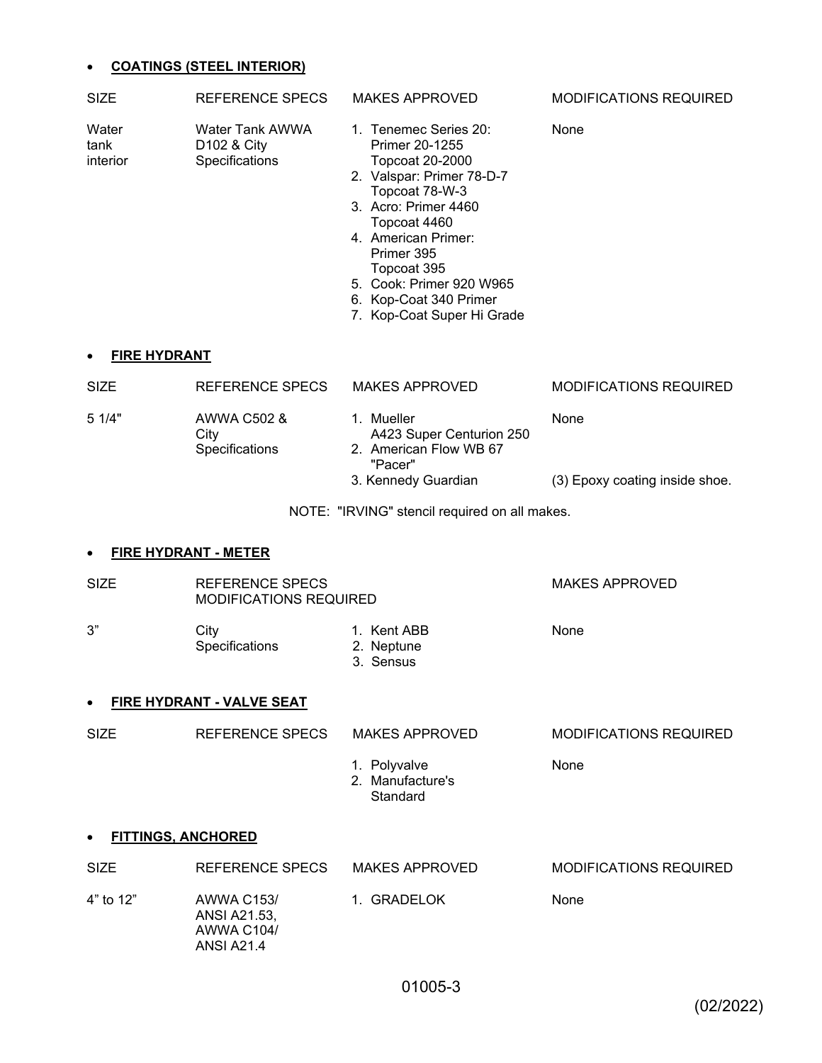- **COATINGS (STEEL INTERIOR)**

| SIZE | REFERENCE SPECS | MAKES APPROVED | MODIFICATIONS REQUIRED |
|---|---|---|---|
| Water tank interior | Water Tank AWWA D102 & City Specifications | 1. Tenemec Series 20: Primer 20-1255 Topcoat 20-2000<br>2. Valspar: Primer 78-D-7 Topcoat 78-W-3<br>3. Acro: Primer 4460 Topcoat 4460<br>4. American Primer: Primer 395 Topcoat 395<br>5. Cook: Primer 920 W965<br>6. Kop-Coat 340 Primer<br>7. Kop-Coat Super Hi Grade | None |

- **FIRE HYDRANT**

| SIZE | REFERENCE SPECS | MAKES APPROVED | MODIFICATIONS REQUIRED |
|---|---|---|---|
| 5 1/4" | AWWA C502 & City Specifications | 1. Mueller A423 Super Centurion 250<br>2. American Flow WB 67 "Pacer" | None |
| | | 3. Kennedy Guardian | (3) Epoxy coating inside shoe. |

NOTE: "IRVING" stencil required on all makes.

- **FIRE HYDRANT - METER**

| SIZE | REFERENCE SPECS MODIFICATIONS REQUIRED | | MAKES APPROVED |
|---|---|---|---|
| 3" | City Specifications | 1. Kent ABB<br>2. Neptune<br>3. Sensus | None |

- **FIRE HYDRANT - VALVE SEAT**

| SIZE | REFERENCE SPECS | MAKES APPROVED | MODIFICATIONS REQUIRED |
|---|---|---|---|
| | | 1. Polyvalve<br>2. Manufacture's Standard | None |

- **FITTINGS, ANCHORED**

| SIZE | REFERENCE SPECS | MAKES APPROVED | MODIFICATIONS REQUIRED |
|---|---|---|---|
| 4" to 12" | AWWA C153/ ANSI A21.53, AWWA C104/ ANSI A21.4 | 1. GRADELOK | None |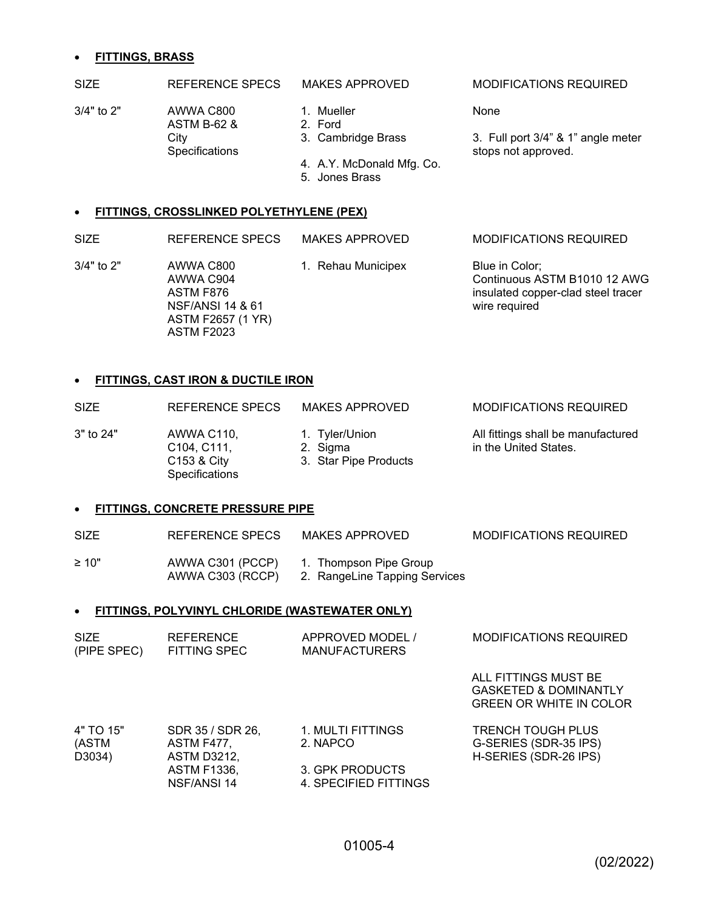- **FITTINGS, BRASS**

| SIZE | REFERENCE SPECS | MAKES APPROVED | MODIFICATIONS REQUIRED |
|---|---|---|---|
| 3/4" to 2" | AWWA C800 ASTM B-62 & City Specifications | 1. Mueller<br>2. Ford<br>3. Cambridge Brass<br>4. A.Y. McDonald Mfg. Co.<br>5. Jones Brass | None<br><br>3. Full port 3/4" & 1" angle meter stops not approved. |

- **FITTINGS, CROSSLINKED POLYETHYLENE (PEX)**

| SIZE | REFERENCE SPECS | MAKES APPROVED | MODIFICATIONS REQUIRED |
|---|---|---|---|
| 3/4" to 2" | AWWA C800<br>AWWA C904<br>ASTM F876<br>NSF/ANSI 14 & 61<br>ASTM F2657 (1 YR)<br>ASTM F2023 | 1. Rehau Municipex | Blue in Color;<br>Continuous ASTM B1010 12 AWG insulated copper-clad steel tracer wire required |

- **FITTINGS, CAST IRON & DUCTILE IRON**

| SIZE | REFERENCE SPECS | MAKES APPROVED | MODIFICATIONS REQUIRED |
|---|---|---|---|
| 3" to 24" | AWWA C110, C104, C111, C153 & City Specifications | 1. Tyler/Union<br>2. Sigma<br>3. Star Pipe Products | All fittings shall be manufactured in the United States. |

- **FITTINGS, CONCRETE PRESSURE PIPE**

| SIZE | REFERENCE SPECS | MAKES APPROVED | MODIFICATIONS REQUIRED |
|---|---|---|---|
| ≥ 10" | AWWA C301 (PCCP)<br>AWWA C303 (RCCP) | 1. Thompson Pipe Group<br>2. RangeLine Tapping Services | |

- **FITTINGS, POLYVINYL CHLORIDE (WASTEWATER ONLY)**

| SIZE (PIPE SPEC) | REFERENCE FITTING SPEC | APPROVED MODEL / MANUFACTURERS | MODIFICATIONS REQUIRED |
|---|---|---|---|
| | | | ALL FITTINGS MUST BE GASKETED & DOMINANTLY GREEN OR WHITE IN COLOR |
| 4" TO 15" (ASTM D3034) | SDR 35 / SDR 26, ASTM F477, ASTM D3212, ASTM F1336, NSF/ANSI 14 | 1. MULTI FITTINGS<br>2. NAPCO<br>3. GPK PRODUCTS<br>4. SPECIFIED FITTINGS | TRENCH TOUGH PLUS G-SERIES (SDR-35 IPS) H-SERIES (SDR-26 IPS) |

01005-4

(02/2022)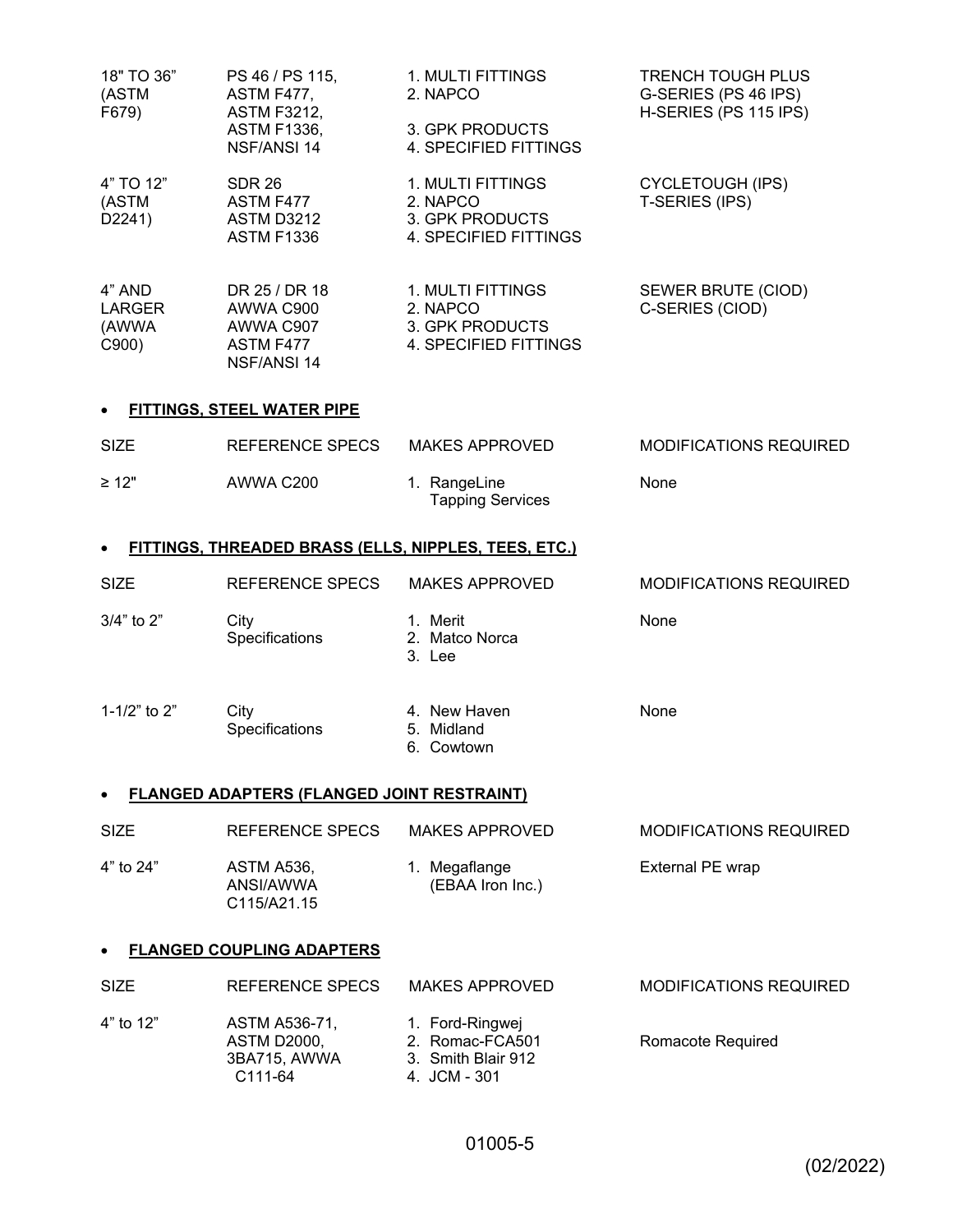| | | | |
|---|---|---|---|
| 18" TO 36" (ASTM F679) | PS 46 / PS 115, ASTM F477, ASTM F3212, ASTM F1336, NSF/ANSI 14 | 1. MULTI FITTINGS<br>2. NAPCO<br>3. GPK PRODUCTS<br>4. SPECIFIED FITTINGS | TRENCH TOUGH PLUS<br>G-SERIES (PS 46 IPS)<br>H-SERIES (PS 115 IPS) |
| 4" TO 12" (ASTM D2241) | SDR 26<br>ASTM F477<br>ASTM D3212<br>ASTM F1336 | 1. MULTI FITTINGS<br>2. NAPCO<br>3. GPK PRODUCTS<br>4. SPECIFIED FITTINGS | CYCLETOUGH (IPS)<br>T-SERIES (IPS) |
| 4" AND LARGER (AWWA C900) | DR 25 / DR 18<br>AWWA C900<br>AWWA C907<br>ASTM F477<br>NSF/ANSI 14 | 1. MULTI FITTINGS<br>2. NAPCO<br>3. GPK PRODUCTS<br>4. SPECIFIED FITTINGS | SEWER BRUTE (CIOD)<br>C-SERIES (CIOD) |

- **FITTINGS, STEEL WATER PIPE**

| SIZE | REFERENCE SPECS | MAKES APPROVED | MODIFICATIONS REQUIRED |
|---|---|---|---|
| ≥ 12" | AWWA C200 | 1. RangeLine Tapping Services | None |

- **FITTINGS, THREADED BRASS (ELLS, NIPPLES, TEES, ETC.)**

| SIZE | REFERENCE SPECS | MAKES APPROVED | MODIFICATIONS REQUIRED |
|---|---|---|---|
| 3/4" to 2" | City Specifications | 1. Merit<br>2. Matco Norca<br>3. Lee | None |
| 1-1/2" to 2" | City Specifications | 4. New Haven<br>5. Midland<br>6. Cowtown | None |

- **FLANGED ADAPTERS (FLANGED JOINT RESTRAINT)**

| SIZE | REFERENCE SPECS | MAKES APPROVED | MODIFICATIONS REQUIRED |
|---|---|---|---|
| 4" to 24" | ASTM A536, ANSI/AWWA C115/A21.15 | 1. Megaflange (EBAA Iron Inc.) | External PE wrap |

- **FLANGED COUPLING ADAPTERS**

| SIZE | REFERENCE SPECS | MAKES APPROVED | MODIFICATIONS REQUIRED |
|---|---|---|---|
| 4" to 12" | ASTM A536-71, ASTM D2000, 3BA715, AWWA C111-64 | 1. Ford-Ringwej<br>2. Romac-FCA501<br>3. Smith Blair 912<br>4. JCM - 301 | Romacote Required |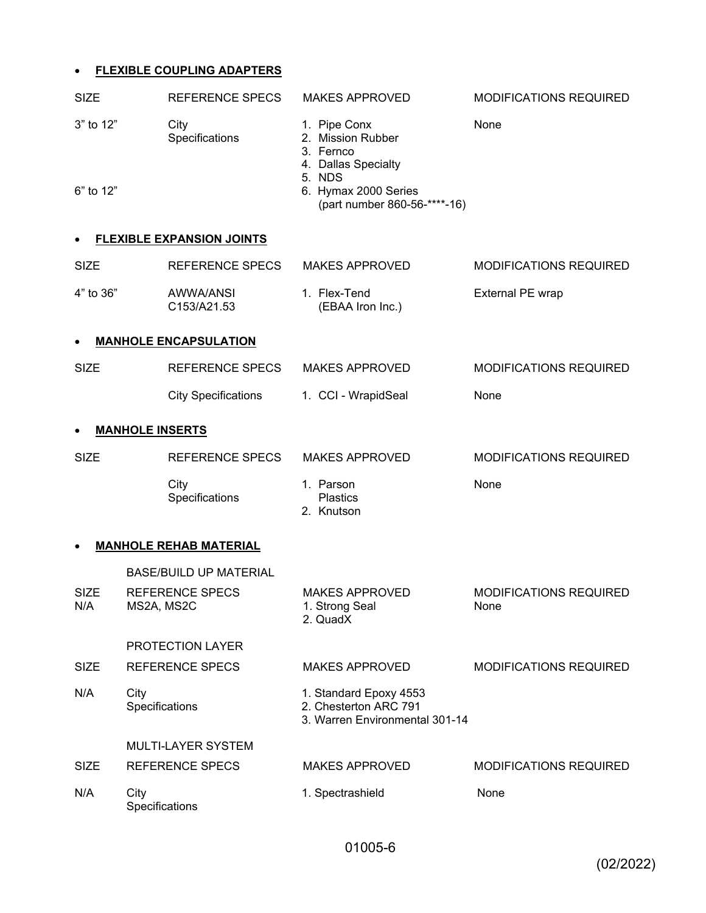- **FLEXIBLE COUPLING ADAPTERS**

| SIZE | REFERENCE SPECS | MAKES APPROVED | MODIFICATIONS REQUIRED |
|---|---|---|---|
| 3" to 12" | City Specifications | 1. Pipe Conx<br>2. Mission Rubber<br>3. Fernco<br>4. Dallas Specialty<br>5. NDS | None |
| 6" to 12" | | 6. Hymax 2000 Series (part number 860-56-****-16) | |

- **FLEXIBLE EXPANSION JOINTS**

| SIZE | REFERENCE SPECS | MAKES APPROVED | MODIFICATIONS REQUIRED |
|---|---|---|---|
| 4" to 36" | AWWA/ANSI C153/A21.53 | 1. Flex-Tend (EBAA Iron Inc.) | External PE wrap |

- **MANHOLE ENCAPSULATION**

| SIZE | REFERENCE SPECS | MAKES APPROVED | MODIFICATIONS REQUIRED |
|---|---|---|---|
| | City Specifications | 1. CCI - WrapidSeal | None |

- **MANHOLE INSERTS**

| SIZE | REFERENCE SPECS | MAKES APPROVED | MODIFICATIONS REQUIRED |
|---|---|---|---|
| | City Specifications | 1. Parson Plastics<br>2. Knutson | None |

- **MANHOLE REHAB MATERIAL**

BASE/BUILD UP MATERIAL

| SIZE | REFERENCE SPECS | MAKES APPROVED | MODIFICATIONS REQUIRED |
|---|---|---|---|
| N/A | MS2A, MS2C | 1. Strong Seal<br>2. QuadX | None |

PROTECTION LAYER

| SIZE | REFERENCE SPECS | MAKES APPROVED | MODIFICATIONS REQUIRED |
|---|---|---|---|
| N/A | City Specifications | 1. Standard Epoxy 4553<br>2. Chesterton ARC 791<br>3. Warren Environmental 301-14 | |

MULTI-LAYER SYSTEM

| SIZE | REFERENCE SPECS | MAKES APPROVED | MODIFICATIONS REQUIRED |
|---|---|---|---|
| N/A | City Specifications | 1. Spectrashield | None |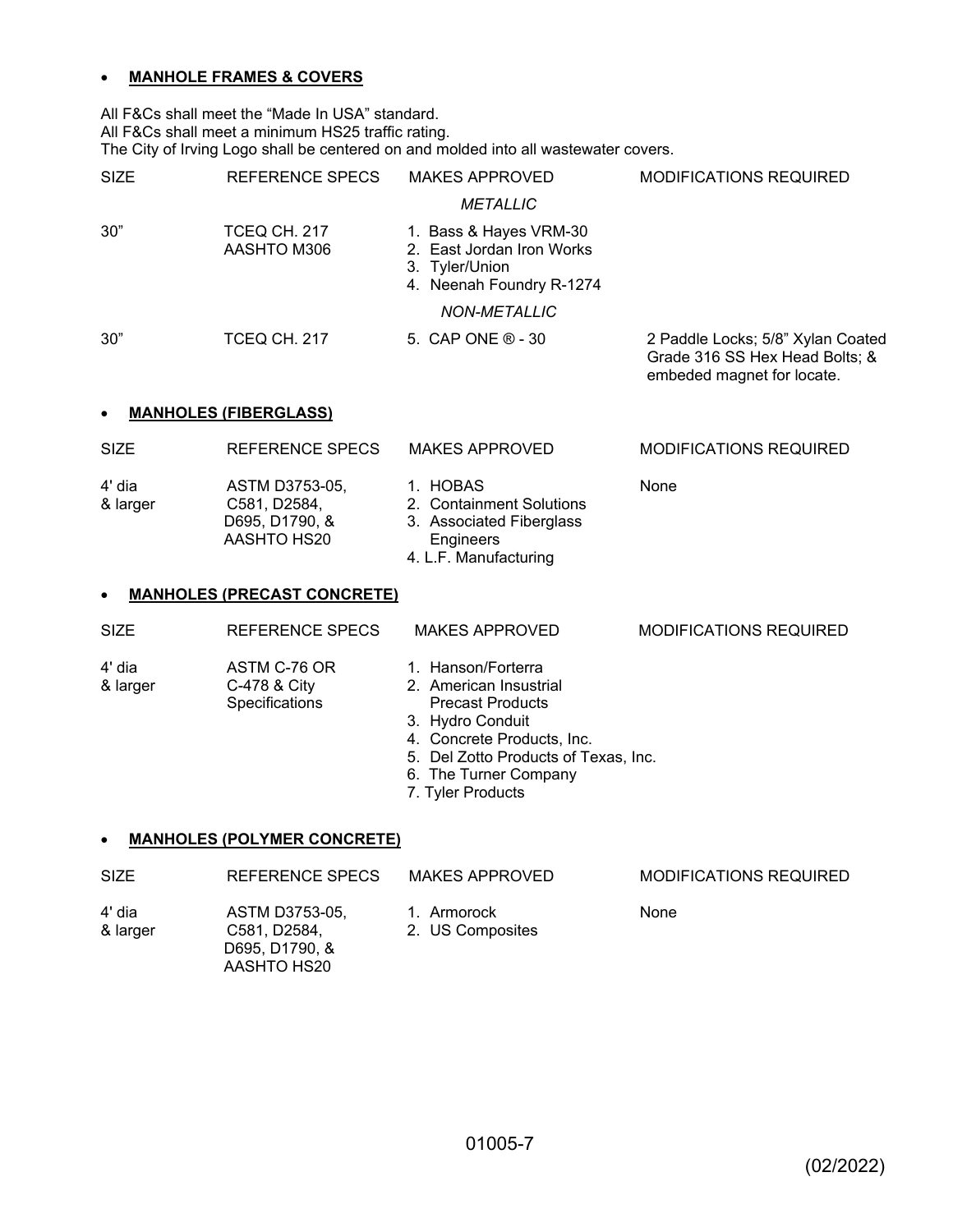- **MANHOLE FRAMES & COVERS**

All F&Cs shall meet the "Made In USA" standard.
All F&Cs shall meet a minimum HS25 traffic rating.
The City of Irving Logo shall be centered on and molded into all wastewater covers.

| SIZE | REFERENCE SPECS | MAKES APPROVED | MODIFICATIONS REQUIRED |
|---|---|---|---|
| | | *METALLIC* | |
| 30" | TCEQ CH. 217<br>AASHTO M306 | 1. Bass & Hayes VRM-30<br>2. East Jordan Iron Works<br>3. Tyler/Union<br>4. Neenah Foundry R-1274 | |
| | | *NON-METALLIC* | |
| 30" | TCEQ CH. 217 | 5. CAP ONE ® - 30 | 2 Paddle Locks; 5/8" Xylan Coated Grade 316 SS Hex Head Bolts; & embeded magnet for locate. |

- **MANHOLES (FIBERGLASS)**

| SIZE | REFERENCE SPECS | MAKES APPROVED | MODIFICATIONS REQUIRED |
|---|---|---|---|
| 4' dia & larger | ASTM D3753-05, C581, D2584, D695, D1790, & AASHTO HS20 | 1. HOBAS<br>2. Containment Solutions<br>3. Associated Fiberglass Engineers<br>4. L.F. Manufacturing | None |

- **MANHOLES (PRECAST CONCRETE)**

| SIZE | REFERENCE SPECS | MAKES APPROVED | MODIFICATIONS REQUIRED |
|---|---|---|---|
| 4' dia & larger | ASTM C-76 OR C-478 & City Specifications | 1. Hanson/Forterra<br>2. American Insustrial Precast Products<br>3. Hydro Conduit<br>4. Concrete Products, Inc.<br>5. Del Zotto Products of Texas, Inc.<br>6. The Turner Company<br>7. Tyler Products | |

- **MANHOLES (POLYMER CONCRETE)**

| SIZE | REFERENCE SPECS | MAKES APPROVED | MODIFICATIONS REQUIRED |
|---|---|---|---|
| 4' dia & larger | ASTM D3753-05, C581, D2584, D695, D1790, & AASHTO HS20 | 1. Armorock<br>2. US Composites | None |

(02/2022)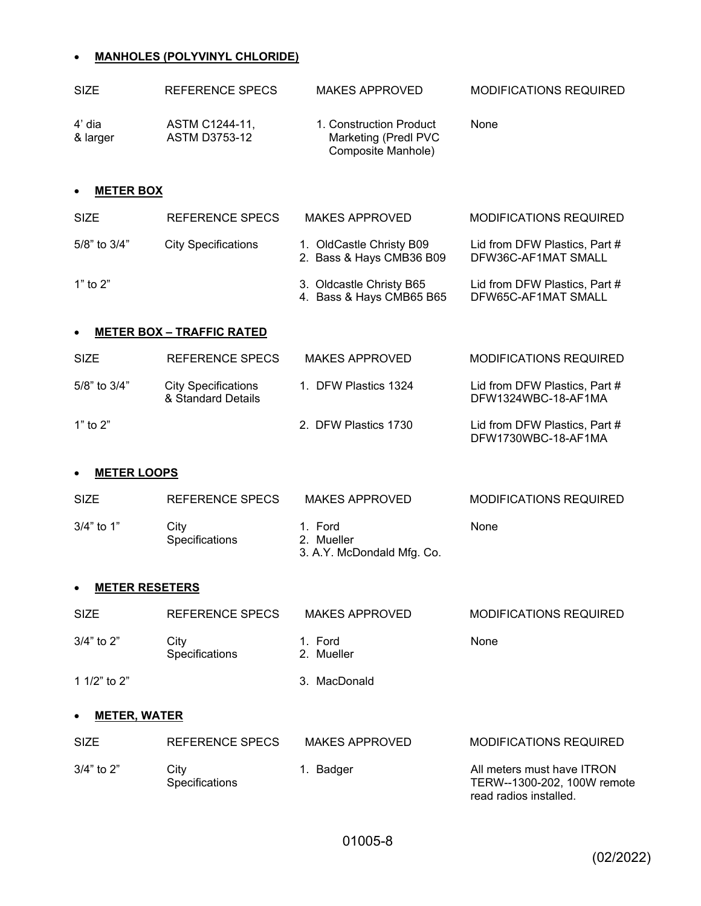- **MANHOLES (POLYVINYL CHLORIDE)**

| SIZE | REFERENCE SPECS | MAKES APPROVED | MODIFICATIONS REQUIRED |
|---|---|---|---|
| 4' dia & larger | ASTM C1244-11, ASTM D3753-12 | 1. Construction Product Marketing (Predl PVC Composite Manhole) | None |

- **METER BOX**

| SIZE | REFERENCE SPECS | MAKES APPROVED | MODIFICATIONS REQUIRED |
|---|---|---|---|
| 5/8" to 3/4" | City Specifications | 1. OldCastle Christy B09<br>2. Bass & Hays CMB36 B09 | Lid from DFW Plastics, Part # DFW36C-AF1MAT SMALL |
| 1" to 2" | | 3. Oldcastle Christy B65<br>4. Bass & Hays CMB65 B65 | Lid from DFW Plastics, Part # DFW65C-AF1MAT SMALL |

- **METER BOX – TRAFFIC RATED**

| SIZE | REFERENCE SPECS | MAKES APPROVED | MODIFICATIONS REQUIRED |
|---|---|---|---|
| 5/8" to 3/4" | City Specifications & Standard Details | 1. DFW Plastics 1324 | Lid from DFW Plastics, Part # DFW1324WBC-18-AF1MA |
| 1" to 2" | | 2. DFW Plastics 1730 | Lid from DFW Plastics, Part # DFW1730WBC-18-AF1MA |

- **METER LOOPS**

| SIZE | REFERENCE SPECS | MAKES APPROVED | MODIFICATIONS REQUIRED |
|---|---|---|---|
| 3/4" to 1" | City Specifications | 1. Ford<br>2. Mueller<br>3. A.Y. McDondald Mfg. Co. | None |

- **METER RESETERS**

| SIZE | REFERENCE SPECS | MAKES APPROVED | MODIFICATIONS REQUIRED |
|---|---|---|---|
| 3/4" to 2" | City Specifications | 1. Ford<br>2. Mueller | None |
| 1 1/2" to 2" | | 3. MacDonald | |

- **METER, WATER**

| SIZE | REFERENCE SPECS | MAKES APPROVED | MODIFICATIONS REQUIRED |
|---|---|---|---|
| 3/4" to 2" | City Specifications | 1. Badger | All meters must have ITRON TERW--1300-202, 100W remote read radios installed. |

(02/2022)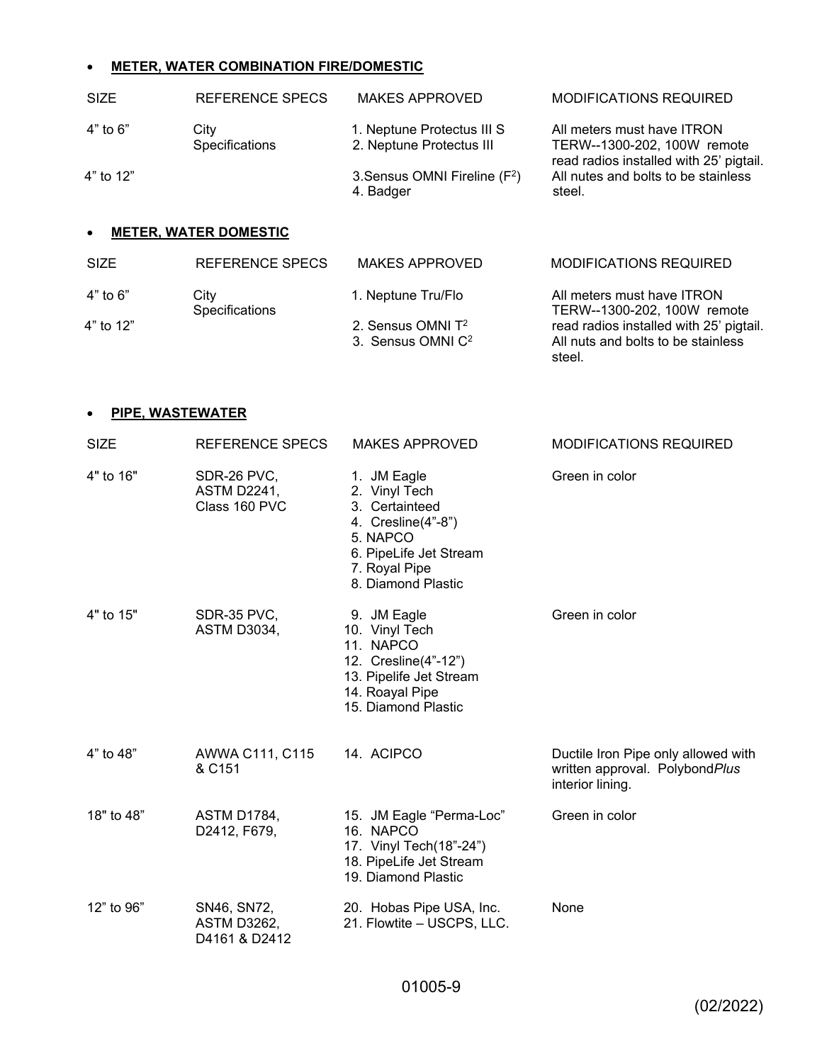- **METER, WATER COMBINATION FIRE/DOMESTIC**

| SIZE | REFERENCE SPECS | MAKES APPROVED | MODIFICATIONS REQUIRED |
|---|---|---|---|
| 4” to 6” | City Specifications | 1. Neptune Protectus III S<br>2. Neptune Protectus III | All meters must have ITRON TERW--1300-202, 100W remote read radios installed with 25’ pigtail. |
| 4” to 12” | | 3.Sensus OMNI Fireline ($F^2$)<br>4. Badger | All nutes and bolts to be stainless steel. |

- **METER, WATER DOMESTIC**

| SIZE | REFERENCE SPECS | MAKES APPROVED | MODIFICATIONS REQUIRED |
|---|---|---|---|
| 4” to 6” | City Specifications | 1. Neptune Tru/Flo | All meters must have ITRON TERW--1300-202, 100W remote read radios installed with 25’ pigtail. |
| 4” to 12” | | 2. Sensus OMNI $T^2$<br>3. Sensus OMNI $C^2$ | All nuts and bolts to be stainless steel. |

- **PIPE, WASTEWATER**

| SIZE | REFERENCE SPECS | MAKES APPROVED | MODIFICATIONS REQUIRED |
|---|---|---|---|
| 4" to 16" | SDR-26 PVC, ASTM D2241, Class 160 PVC | 1. JM Eagle<br>2. Vinyl Tech<br>3. Certainteed<br>4. Cresline(4”-8”)<br>5. NAPCO<br>6. PipeLife Jet Stream<br>7. Royal Pipe<br>8. Diamond Plastic | Green in color |
| 4" to 15" | SDR-35 PVC, ASTM D3034, | 9. JM Eagle<br>10. Vinyl Tech<br>11. NAPCO<br>12. Cresline(4”-12”)<br>13. Pipelife Jet Stream<br>14. Roayal Pipe<br>15. Diamond Plastic | Green in color |
| 4” to 48” | AWWA C111, C115 & C151 | 14. ACIPCO | Ductile Iron Pipe only allowed with written approval. Polybond*Plus* interior lining. |
| 18" to 48” | ASTM D1784, D2412, F679, | 15. JM Eagle “Perma-Loc”<br>16. NAPCO<br>17. Vinyl Tech(18”-24”)<br>18. PipeLife Jet Stream<br>19. Diamond Plastic | Green in color |
| 12” to 96” | SN46, SN72, ASTM D3262, D4161 & D2412 | 20. Hobas Pipe USA, Inc.<br>21. Flowtite – USCPS, LLC. | None |

(02/2022)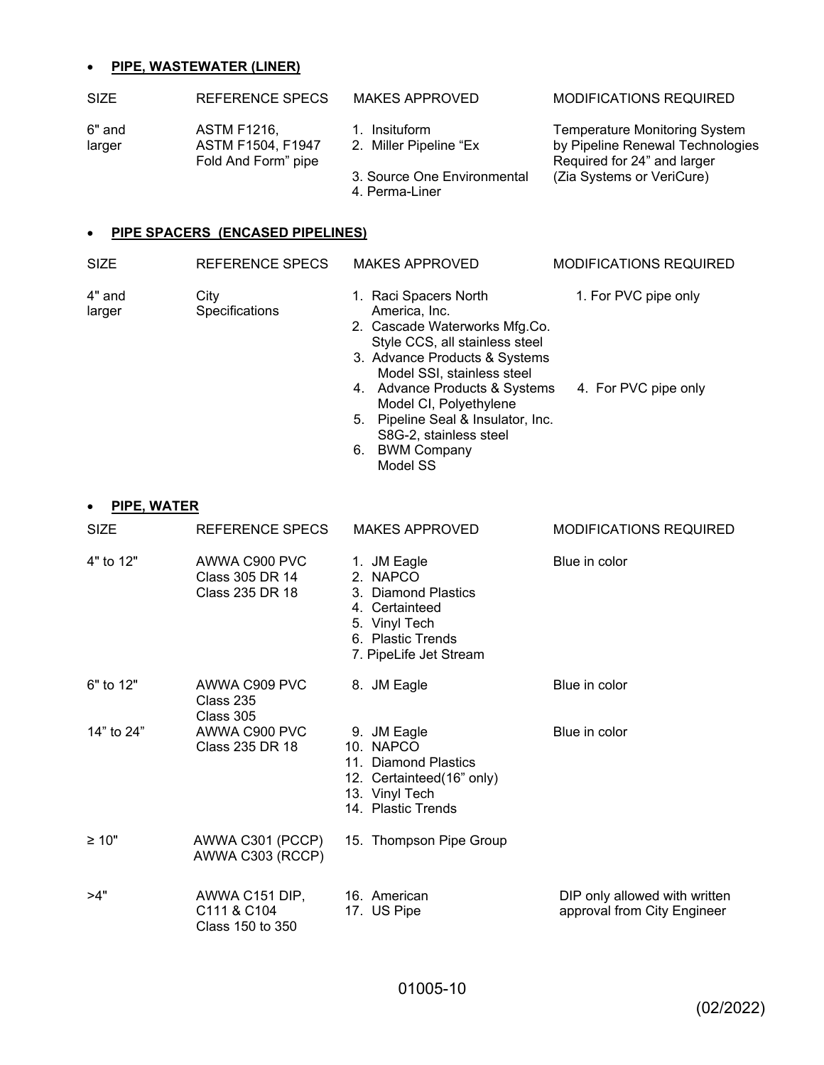- **PIPE, WASTEWATER (LINER)**

| SIZE | REFERENCE SPECS | MAKES APPROVED | MODIFICATIONS REQUIRED |
|---|---|---|---|
| 6" and larger | ASTM F1216, ASTM F1504, F1947 Fold And Form" pipe | 1. Insituform<br>2. Miller Pipeline "Ex<br>3. Source One Environmental<br>4. Perma-Liner | Temperature Monitoring System by Pipeline Renewal Technologies Required for 24" and larger (Zia Systems or VeriCure) |

- **PIPE SPACERS (ENCASED PIPELINES)**

| SIZE | REFERENCE SPECS | MAKES APPROVED | MODIFICATIONS REQUIRED |
|---|---|---|---|
| 4" and larger | City Specifications | 1. Raci Spacers North America, Inc.<br>2. Cascade Waterworks Mfg.Co. Style CCS, all stainless steel<br>3. Advance Products & Systems Model SSI, stainless steel<br>4. Advance Products & Systems Model CI, Polyethylene<br>5. Pipeline Seal & Insulator, Inc. S8G-2, stainless steel<br>6. BWM Company Model SS | 1. For PVC pipe only<br><br>4. For PVC pipe only |

- **PIPE, WATER**

| SIZE | REFERENCE SPECS | MAKES APPROVED | MODIFICATIONS REQUIRED |
|---|---|---|---|
| 4" to 12" | AWWA C900 PVC Class 305 DR 14 Class 235 DR 18 | 1. JM Eagle<br>2. NAPCO<br>3. Diamond Plastics<br>4. Certainteed<br>5. Vinyl Tech<br>6. Plastic Trends<br>7. PipeLife Jet Stream | Blue in color |
| 6" to 12" | AWWA C909 PVC Class 235 Class 305 | 8. JM Eagle | Blue in color |
| 14" to 24" | AWWA C900 PVC Class 235 DR 18 | 9. JM Eagle<br>10. NAPCO<br>11. Diamond Plastics<br>12. Certainteed(16" only)<br>13. Vinyl Tech<br>14. Plastic Trends | Blue in color |
| ≥ 10" | AWWA C301 (PCCP) AWWA C303 (RCCP) | 15. Thompson Pipe Group | |
| >4" | AWWA C151 DIP, C111 & C104 Class 150 to 350 | 16. American<br>17. US Pipe | DIP only allowed with written approval from City Engineer |

01005-10

(02/2022)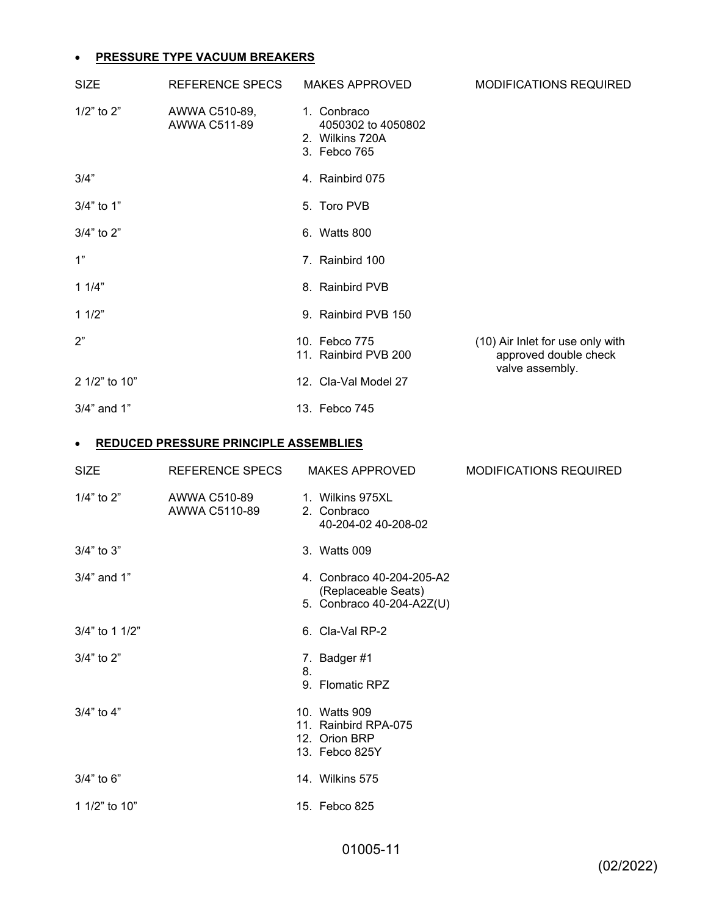- **PRESSURE TYPE VACUUM BREAKERS**

| SIZE | REFERENCE SPECS | MAKES APPROVED | MODIFICATIONS REQUIRED |
|---|---|---|---|
| 1/2" to 2" | AWWA C510-89, AWWA C511-89 | 1. Conbraco 4050302 to 4050802<br>2. Wilkins 720A<br>3. Febco 765 | |
| 3/4" | | 4. Rainbird 075 | |
| 3/4" to 1" | | 5. Toro PVB | |
| 3/4" to 2" | | 6. Watts 800 | |
| 1" | | 7. Rainbird 100 | |
| 1 1/4" | | 8. Rainbird PVB | |
| 1 1/2" | | 9. Rainbird PVB 150 | |
| 2" | | 10. Febco 775<br>11. Rainbird PVB 200 | (10) Air Inlet for use only with approved double check valve assembly. |
| 2 1/2" to 10" | | 12. Cla-Val Model 27 | |
| 3/4" and 1" | | 13. Febco 745 | |

- **REDUCED PRESSURE PRINCIPLE ASSEMBLIES**

| SIZE | REFERENCE SPECS | MAKES APPROVED | MODIFICATIONS REQUIRED |
|---|---|---|---|
| 1/4" to 2" | AWWA C510-89 AWWA C5110-89 | 1. Wilkins 975XL<br>2. Conbraco 40-204-02 40-208-02 | |
| 3/4" to 3" | | 3. Watts 009 | |
| 3/4" and 1" | | 4. Conbraco 40-204-205-A2 (Replaceable Seats)<br>5. Conbraco 40-204-A2Z(U) | |
| 3/4" to 1 1/2" | | 6. Cla-Val RP-2 | |
| 3/4" to 2" | | 7. Badger #1<br>8.<br>9. Flomatic RPZ | |
| 3/4" to 4" | | 10. Watts 909<br>11. Rainbird RPA-075<br>12. Orion BRP<br>13. Febco 825Y | |
| 3/4" to 6" | | 14. Wilkins 575 | |
| 1 1/2" to 10" | | 15. Febco 825 | |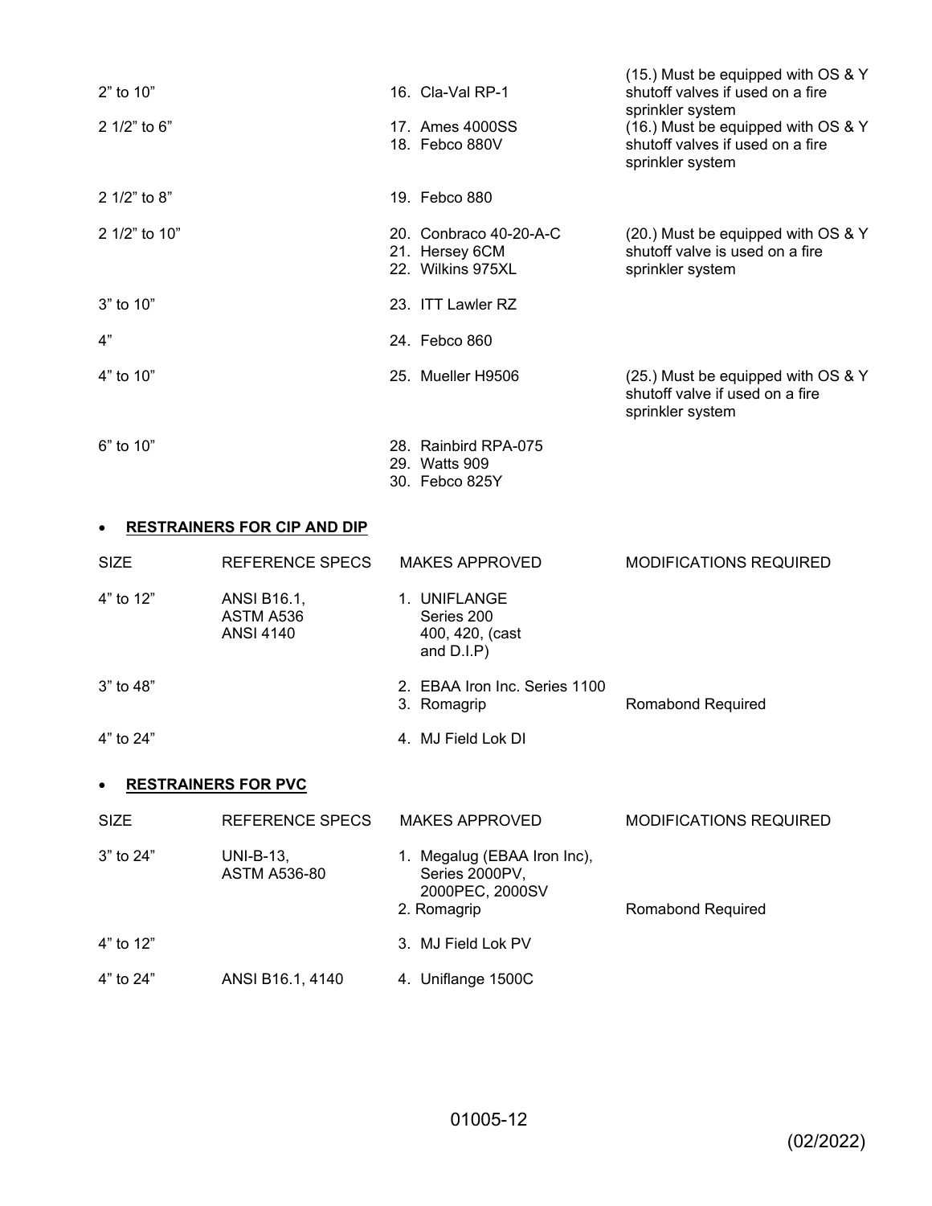| | | | |
|---|---|---|---|
| 2" to 10" | | 16. Cla-Val RP-1 | (15.) Must be equipped with OS & Y shutoff valves if used on a fire sprinkler system |
| 2 1/2" to 6" | | 17. Ames 4000SS<br>18. Febco 880V | (16.) Must be equipped with OS & Y shutoff valves if used on a fire sprinkler system |
| 2 1/2" to 8" | | 19. Febco 880 | |
| 2 1/2" to 10" | | 20. Conbraco 40-20-A-C<br>21. Hersey 6CM<br>22. Wilkins 975XL | (20.) Must be equipped with OS & Y shutoff valve is used on a fire sprinkler system |
| 3" to 10" | | 23. ITT Lawler RZ | |
| 4" | | 24. Febco 860 | |
| 4" to 10" | | 25. Mueller H9506 | (25.) Must be equipped with OS & Y shutoff valve if used on a fire sprinkler system |
| 6" to 10" | | 28. Rainbird RPA-075<br>29. Watts 909<br>30. Febco 825Y | |

- **RESTRAINERS FOR CIP AND DIP**

| SIZE | REFERENCE SPECS | MAKES APPROVED | MODIFICATIONS REQUIRED |
|---|---|---|---|
| 4" to 12" | ANSI B16.1,<br>ASTM A536<br>ANSI 4140 | 1. UNIFLANGE Series 200 400, 420, (cast and D.I.P) | |
| 3" to 48" | | 2. EBAA Iron Inc. Series 1100<br>3. Romagrip | Romabond Required |
| 4" to 24" | | 4. MJ Field Lok DI | |

- **RESTRAINERS FOR PVC**

| SIZE | REFERENCE SPECS | MAKES APPROVED | MODIFICATIONS REQUIRED |
|---|---|---|---|
| 3" to 24" | UNI-B-13,<br>ASTM A536-80 | 1. Megalug (EBAA Iron Inc), Series 2000PV, 2000PEC, 2000SV<br>2. Romagrip | Romabond Required |
| 4" to 12" | | 3. MJ Field Lok PV | |
| 4" to 24" | ANSI B16.1, 4140 | 4. Uniflange 1500C | |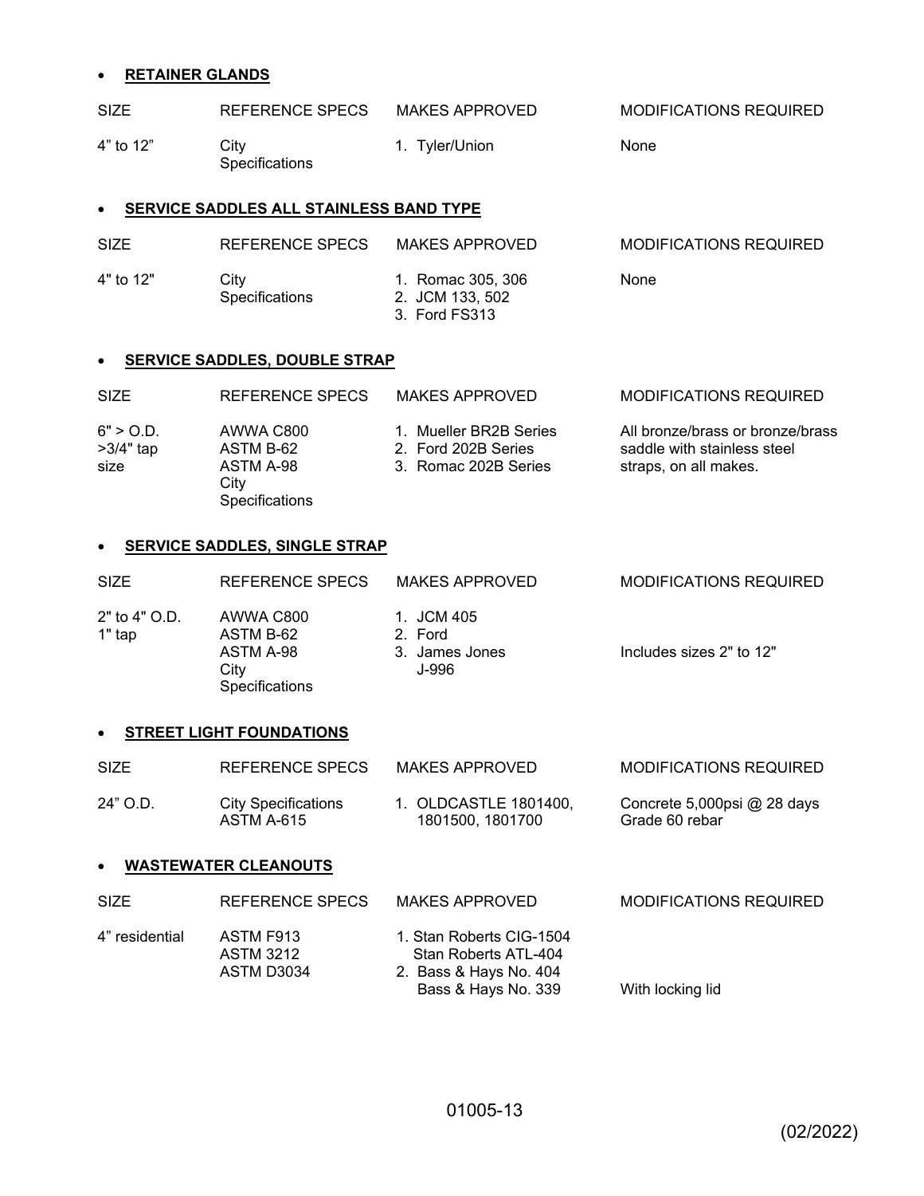- **RETAINER GLANDS**

| SIZE | REFERENCE SPECS | MAKES APPROVED | MODIFICATIONS REQUIRED |
|---|---|---|---|
| 4" to 12" | City Specifications | 1. Tyler/Union | None |

- **SERVICE SADDLES ALL STAINLESS BAND TYPE**

| SIZE | REFERENCE SPECS | MAKES APPROVED | MODIFICATIONS REQUIRED |
|---|---|---|---|
| 4" to 12" | City Specifications | 1. Romac 305, 306<br>2. JCM 133, 502<br>3. Ford FS313 | None |

- **SERVICE SADDLES, DOUBLE STRAP**

| SIZE | REFERENCE SPECS | MAKES APPROVED | MODIFICATIONS REQUIRED |
|---|---|---|---|
| 6" > O.D.<br>>3/4" tap size | AWWA C800<br>ASTM B-62<br>ASTM A-98<br>City Specifications | 1. Mueller BR2B Series<br>2. Ford 202B Series<br>3. Romac 202B Series | All bronze/brass or bronze/brass saddle with stainless steel straps, on all makes. |

- **SERVICE SADDLES, SINGLE STRAP**

| SIZE | REFERENCE SPECS | MAKES APPROVED | MODIFICATIONS REQUIRED |
|---|---|---|---|
| 2" to 4" O.D.<br>1" tap | AWWA C800<br>ASTM B-62<br>ASTM A-98<br>City Specifications | 1. JCM 405<br>2. Ford<br>3. James Jones J-996 | Includes sizes 2" to 12" |

- **STREET LIGHT FOUNDATIONS**

| SIZE | REFERENCE SPECS | MAKES APPROVED | MODIFICATIONS REQUIRED |
|---|---|---|---|
| 24" O.D. | City Specifications<br>ASTM A-615 | 1. OLDCASTLE 1801400, 1801500, 1801700 | Concrete 5,000psi @ 28 days<br>Grade 60 rebar |

- **WASTEWATER CLEANOUTS**

| SIZE | REFERENCE SPECS | MAKES APPROVED | MODIFICATIONS REQUIRED |
|---|---|---|---|
| 4" residential | ASTM F913<br>ASTM 3212<br>ASTM D3034 | 1. Stan Roberts CIG-1504<br>Stan Roberts ATL-404<br>2. Bass & Hays No. 404<br>Bass & Hays No. 339 | With locking lid |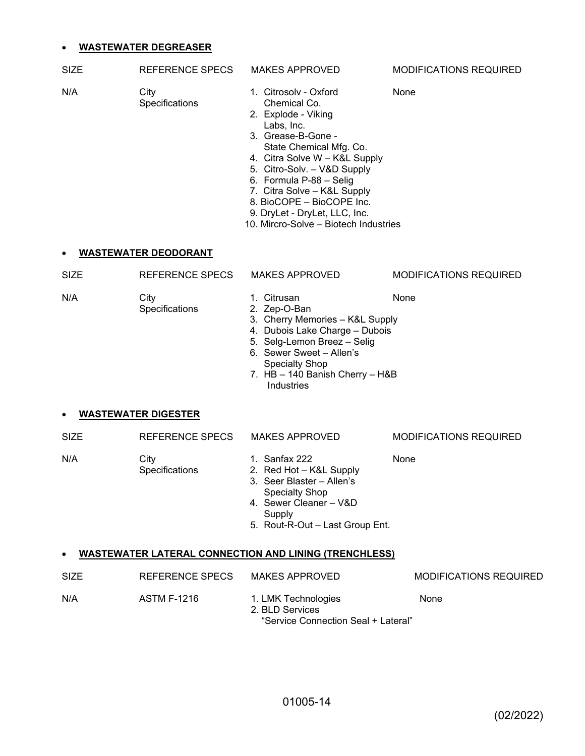- **WASTEWATER DEGREASER**

| SIZE | REFERENCE SPECS | MAKES APPROVED | MODIFICATIONS REQUIRED |
|---|---|---|---|
| N/A | City Specifications | 1. Citrosolv - Oxford Chemical Co.<br>2. Explode - Viking Labs, Inc.<br>3. Grease-B-Gone - State Chemical Mfg. Co.<br>4. Citra Solve W – K&L Supply<br>5. Citro-Solv. – V&D Supply<br>6. Formula P-88 – Selig<br>7. Citra Solve – K&L Supply<br>8. BioCOPE – BioCOPE Inc.<br>9. DryLet - DryLet, LLC, Inc.<br>10. Mircro-Solve – Biotech Industries | None |

- **WASTEWATER DEODORANT**

| SIZE | REFERENCE SPECS | MAKES APPROVED | MODIFICATIONS REQUIRED |
|---|---|---|---|
| N/A | City Specifications | 1. Citrusan<br>2. Zep-O-Ban<br>3. Cherry Memories – K&L Supply<br>4. Dubois Lake Charge – Dubois<br>5. Selg-Lemon Breez – Selig<br>6. Sewer Sweet – Allen's Specialty Shop<br>7. HB – 140 Banish Cherry – H&B Industries | None |

- **WASTEWATER DIGESTER**

| SIZE | REFERENCE SPECS | MAKES APPROVED | MODIFICATIONS REQUIRED |
|---|---|---|---|
| N/A | City Specifications | 1. Sanfax 222<br>2. Red Hot – K&L Supply<br>3. Seer Blaster – Allen's Specialty Shop<br>4. Sewer Cleaner – V&D Supply<br>5. Rout-R-Out – Last Group Ent. | None |

- **WASTEWATER LATERAL CONNECTION AND LINING (TRENCHLESS)**

| SIZE | REFERENCE SPECS | MAKES APPROVED | MODIFICATIONS REQUIRED |
|---|---|---|---|
| N/A | ASTM F-1216 | 1. LMK Technologies<br>2. BLD Services "Service Connection Seal + Lateral" | None |

01005-14

(02/2022)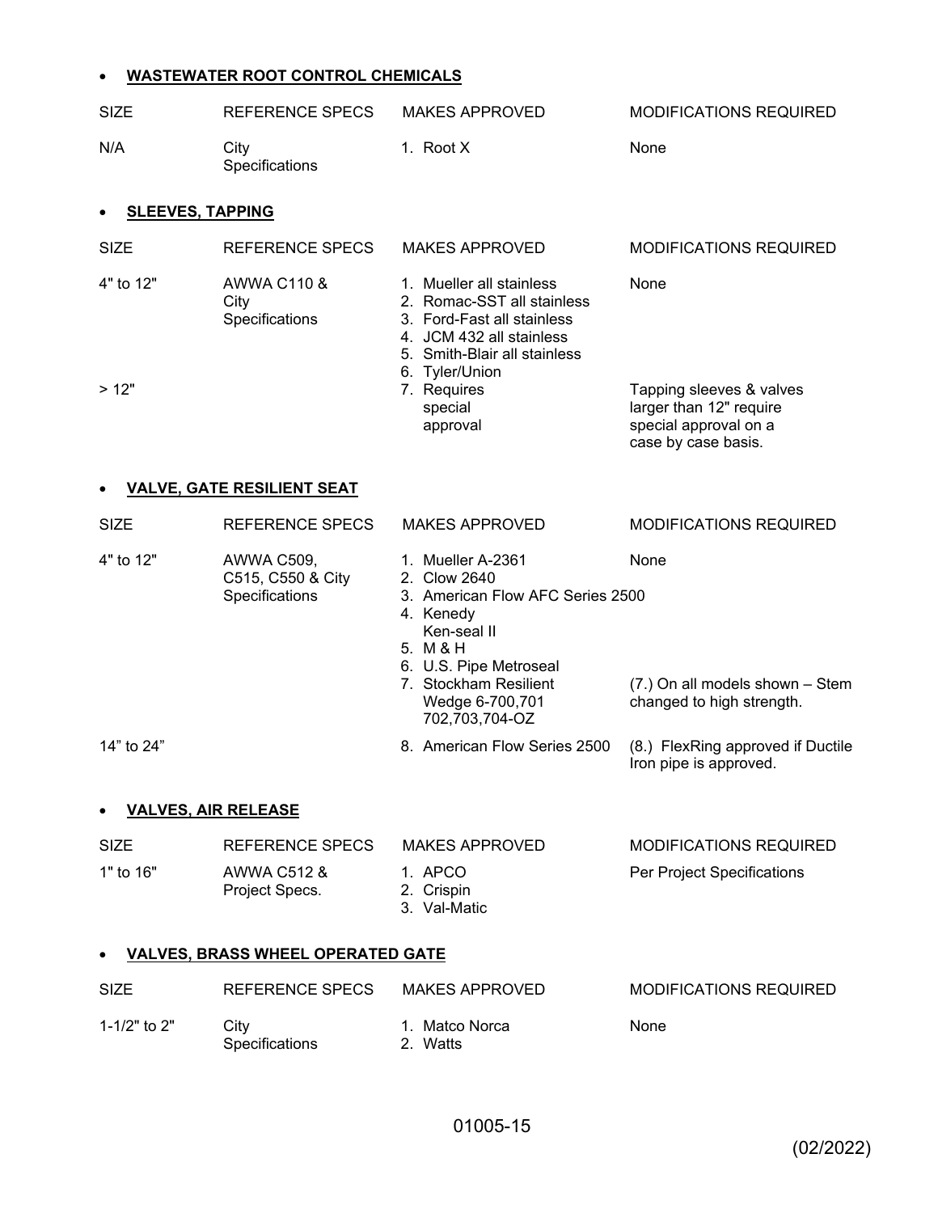- **WASTEWATER ROOT CONTROL CHEMICALS**

| SIZE | REFERENCE SPECS | MAKES APPROVED | MODIFICATIONS REQUIRED |
|---|---|---|---|
| N/A | City Specifications | 1. Root X | None |

- **SLEEVES, TAPPING**

| SIZE | REFERENCE SPECS | MAKES APPROVED | MODIFICATIONS REQUIRED |
|---|---|---|---|
| 4" to 12" | AWWA C110 & City Specifications | 1. Mueller all stainless<br>2. Romac-SST all stainless<br>3. Ford-Fast all stainless<br>4. JCM 432 all stainless<br>5. Smith-Blair all stainless<br>6. Tyler/Union | None |
| > 12" | | 7. Requires special approval | Tapping sleeves & valves larger than 12" require special approval on a case by case basis. |

- **VALVE, GATE RESILIENT SEAT**

| SIZE | REFERENCE SPECS | MAKES APPROVED | MODIFICATIONS REQUIRED |
|---|---|---|---|
| 4" to 12" | AWWA C509, C515, C550 & City Specifications | 1. Mueller A-2361<br>2. Clow 2640<br>3. American Flow AFC Series 2500<br>4. Kenedy Ken-seal II<br>5. M & H<br>6. U.S. Pipe Metroseal | None |
| | | 7. Stockham Resilient Wedge 6-700,701 702,703,704-OZ | (7.) On all models shown – Stem changed to high strength. |
| 14" to 24" | | 8. American Flow Series 2500 | (8.) FlexRing approved if Ductile Iron pipe is approved. |

- **VALVES, AIR RELEASE**

| SIZE | REFERENCE SPECS | MAKES APPROVED | MODIFICATIONS REQUIRED |
|---|---|---|---|
| 1" to 16" | AWWA C512 & Project Specs. | 1. APCO<br>2. Crispin<br>3. Val-Matic | Per Project Specifications |

- **VALVES, BRASS WHEEL OPERATED GATE**

| SIZE | REFERENCE SPECS | MAKES APPROVED | MODIFICATIONS REQUIRED |
|---|---|---|---|
| 1-1/2" to 2" | City Specifications | 1. Matco Norca<br>2. Watts | None |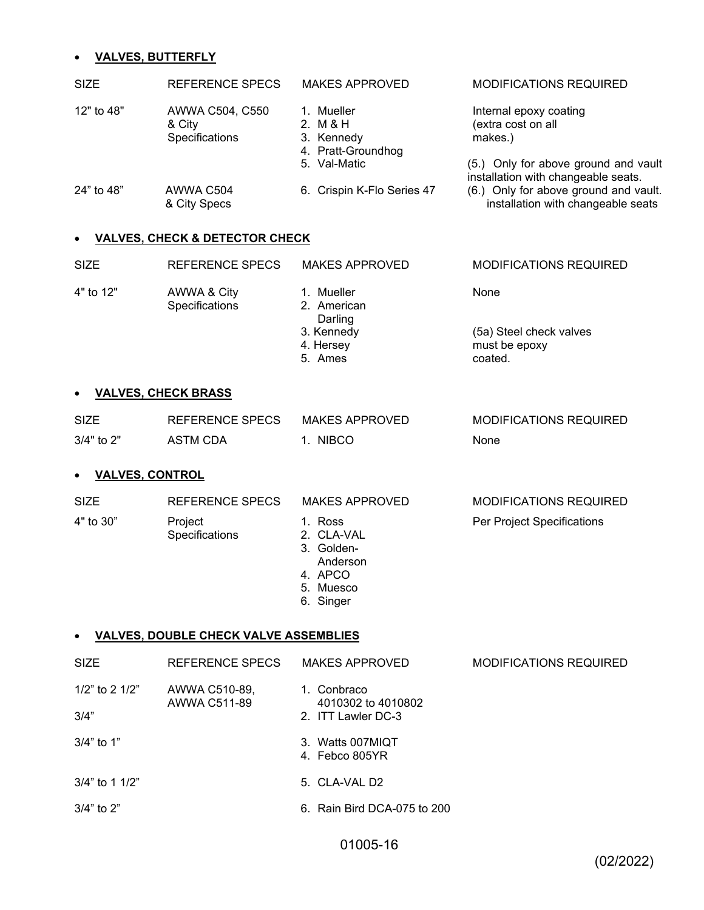- **VALVES, BUTTERFLY**

| SIZE | REFERENCE SPECS | MAKES APPROVED | MODIFICATIONS REQUIRED |
|---|---|---|---|
| 12" to 48" | AWWA C504, C550 & City Specifications | 1. Mueller<br>2. M & H<br>3. Kennedy<br>4. Pratt-Groundhog<br>5. Val-Matic | Internal epoxy coating (extra cost on all makes.)<br><br>(5.) Only for above ground and vault installation with changeable seats. |
| 24" to 48" | AWWA C504 & City Specs | 6. Crispin K-Flo Series 47 | (6.) Only for above ground and vault. installation with changeable seats |

- **VALVES, CHECK & DETECTOR CHECK**

| SIZE | REFERENCE SPECS | MAKES APPROVED | MODIFICATIONS REQUIRED |
|---|---|---|---|
| 4" to 12" | AWWA & City Specifications | 1. Mueller<br>2. American Darling<br>3. Kennedy<br>4. Hersey<br>5. Ames | None<br><br>(5a) Steel check valves must be epoxy coated. |

- **VALVES, CHECK BRASS**

| SIZE | REFERENCE SPECS | MAKES APPROVED | MODIFICATIONS REQUIRED |
|---|---|---|---|
| 3/4" to 2" | ASTM CDA | 1. NIBCO | None |

- **VALVES, CONTROL**

| SIZE | REFERENCE SPECS | MAKES APPROVED | MODIFICATIONS REQUIRED |
|---|---|---|---|
| 4" to 30" | Project Specifications | 1. Ross<br>2. CLA-VAL<br>3. Golden-Anderson<br>4. APCO<br>5. Muesco<br>6. Singer | Per Project Specifications |

- **VALVES, DOUBLE CHECK VALVE ASSEMBLIES**

| SIZE | REFERENCE SPECS | MAKES APPROVED | MODIFICATIONS REQUIRED |
|---|---|---|---|
| 1/2" to 2 1/2" | AWWA C510-89, AWWA C511-89 | 1. Conbraco 4010302 to 4010802 | |
| 3/4" | | 2. ITT Lawler DC-3 | |
| 3/4" to 1" | | 3. Watts 007MIQT<br>4. Febco 805YR | |
| 3/4" to 1 1/2" | | 5. CLA-VAL D2 | |
| 3/4" to 2" | | 6. Rain Bird DCA-075 to 200 | |

(02/2022)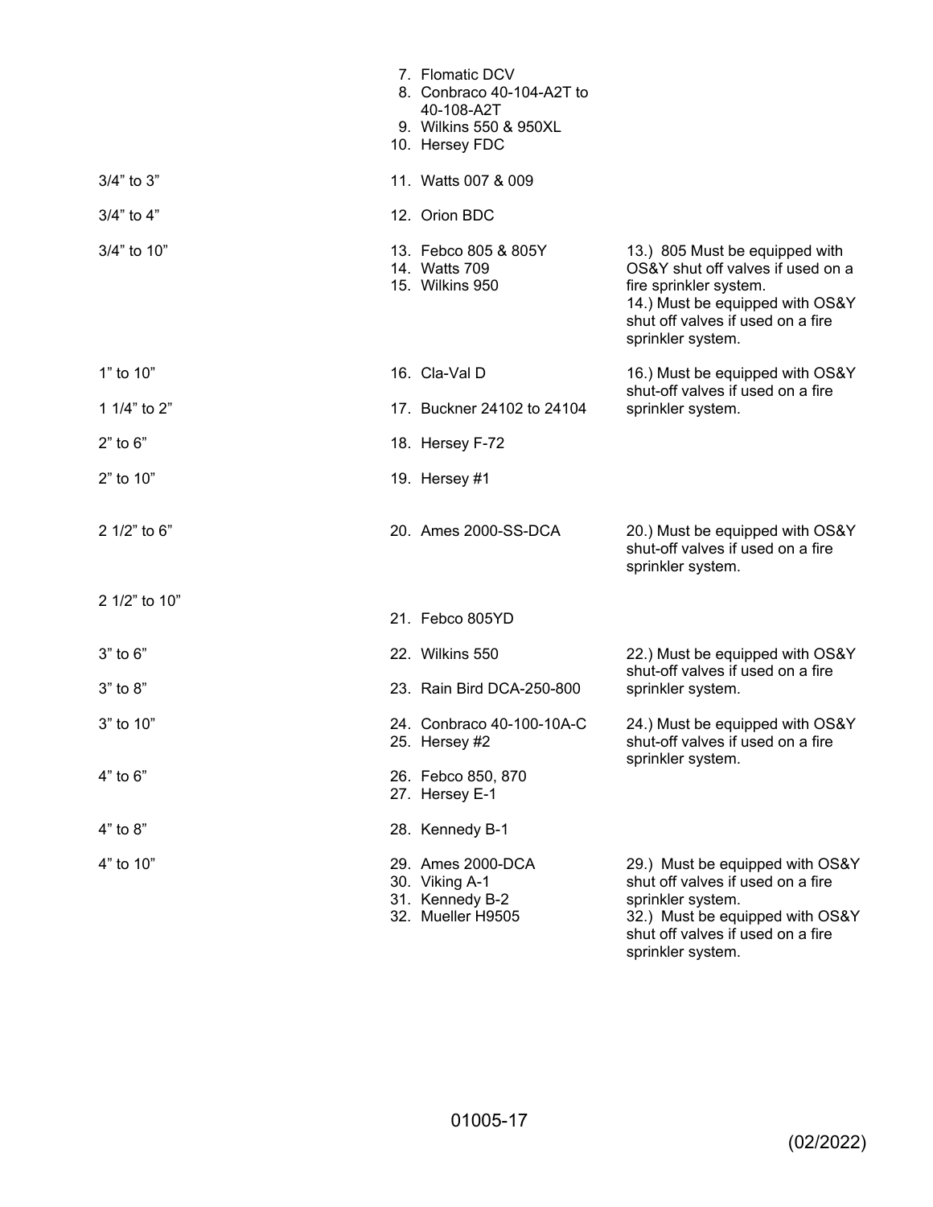| Size | Device | Notes |
|---|---|---|
| | 7. Flomatic DCV | |
| | 8. Conbraco 40-104-A2T to 40-108-A2T | |
| | 9. Wilkins 550 & 950XL | |
| | 10. Hersey FDC | |
| 3/4" to 3" | 11. Watts 007 & 009 | |
| 3/4" to 4" | 12. Orion BDC | |
| 3/4" to 10" | 13. Febco 805 & 805Y<br>14. Watts 709<br>15. Wilkins 950 | 13.) 805 Must be equipped with OS&Y shut off valves if used on a fire sprinkler system.<br>14.) Must be equipped with OS&Y shut off valves if used on a fire sprinkler system. |
| 1" to 10" | 16. Cla-Val D | 16.) Must be equipped with OS&Y shut-off valves if used on a fire sprinkler system. |
| 1 1/4" to 2" | 17. Buckner 24102 to 24104 | |
| 2" to 6" | 18. Hersey F-72 | |
| 2" to 10" | 19. Hersey #1 | |
| 2 1/2" to 6" | 20. Ames 2000-SS-DCA | 20.) Must be equipped with OS&Y shut-off valves if used on a fire sprinkler system. |
| 2 1/2" to 10" | 21. Febco 805YD | |
| 3" to 6" | 22. Wilkins 550 | 22.) Must be equipped with OS&Y shut-off valves if used on a fire sprinkler system. |
| 3" to 8" | 23. Rain Bird DCA-250-800 | |
| 3" to 10" | 24. Conbraco 40-100-10A-C<br>25. Hersey #2 | 24.) Must be equipped with OS&Y shut-off valves if used on a fire sprinkler system. |
| 4" to 6" | 26. Febco 850, 870<br>27. Hersey E-1 | |
| 4" to 8" | 28. Kennedy B-1 | |
| 4" to 10" | 29. Ames 2000-DCA<br>30. Viking A-1<br>31. Kennedy B-2<br>32. Mueller H9505 | 29.) Must be equipped with OS&Y shut off valves if used on a fire sprinkler system.<br>32.) Must be equipped with OS&Y shut off valves if used on a fire sprinkler system. |

(02/2022)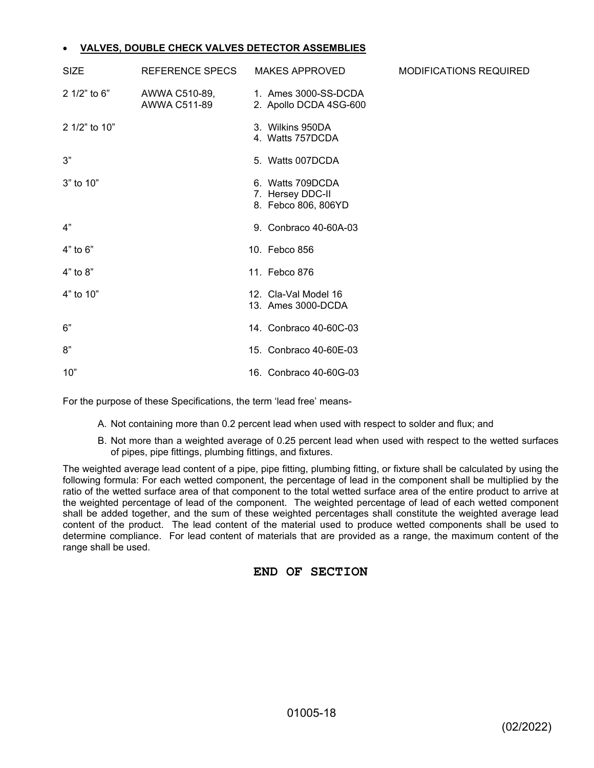- **VALVES, DOUBLE CHECK VALVES DETECTOR ASSEMBLIES**

| SIZE | REFERENCE SPECS | MAKES APPROVED | MODIFICATIONS REQUIRED |
|---|---|---|---|
| 2 1/2" to 6" | AWWA C510-89, AWWA C511-89 | 1. Ames 3000-SS-DCDA<br>2. Apollo DCDA 4SG-600 | |
| 2 1/2" to 10" | | 3. Wilkins 950DA<br>4. Watts 757DCDA | |
| 3" | | 5. Watts 007DCDA | |
| 3" to 10" | | 6. Watts 709DCDA<br>7. Hersey DDC-II<br>8. Febco 806, 806YD | |
| 4" | | 9. Conbraco 40-60A-03 | |
| 4" to 6" | | 10. Febco 856 | |
| 4" to 8" | | 11. Febco 876 | |
| 4" to 10" | | 12. Cla-Val Model 16<br>13. Ames 3000-DCDA | |
| 6" | | 14. Conbraco 40-60C-03 | |
| 8" | | 15. Conbraco 40-60E-03 | |
| 10" | | 16. Conbraco 40-60G-03 | |

For the purpose of these Specifications, the term 'lead free' means-

A. Not containing more than 0.2 percent lead when used with respect to solder and flux; and

B. Not more than a weighted average of 0.25 percent lead when used with respect to the wetted surfaces of pipes, pipe fittings, plumbing fittings, and fixtures.

The weighted average lead content of a pipe, pipe fitting, plumbing fitting, or fixture shall be calculated by using the following formula: For each wetted component, the percentage of lead in the component shall be multiplied by the ratio of the wetted surface area of that component to the total wetted surface area of the entire product to arrive at the weighted percentage of lead of the component. The weighted percentage of lead of each wetted component shall be added together, and the sum of these weighted percentages shall constitute the weighted average lead content of the product. The lead content of the material used to produce wetted components shall be used to determine compliance. For lead content of materials that are provided as a range, the maximum content of the range shall be used.

**END OF SECTION**